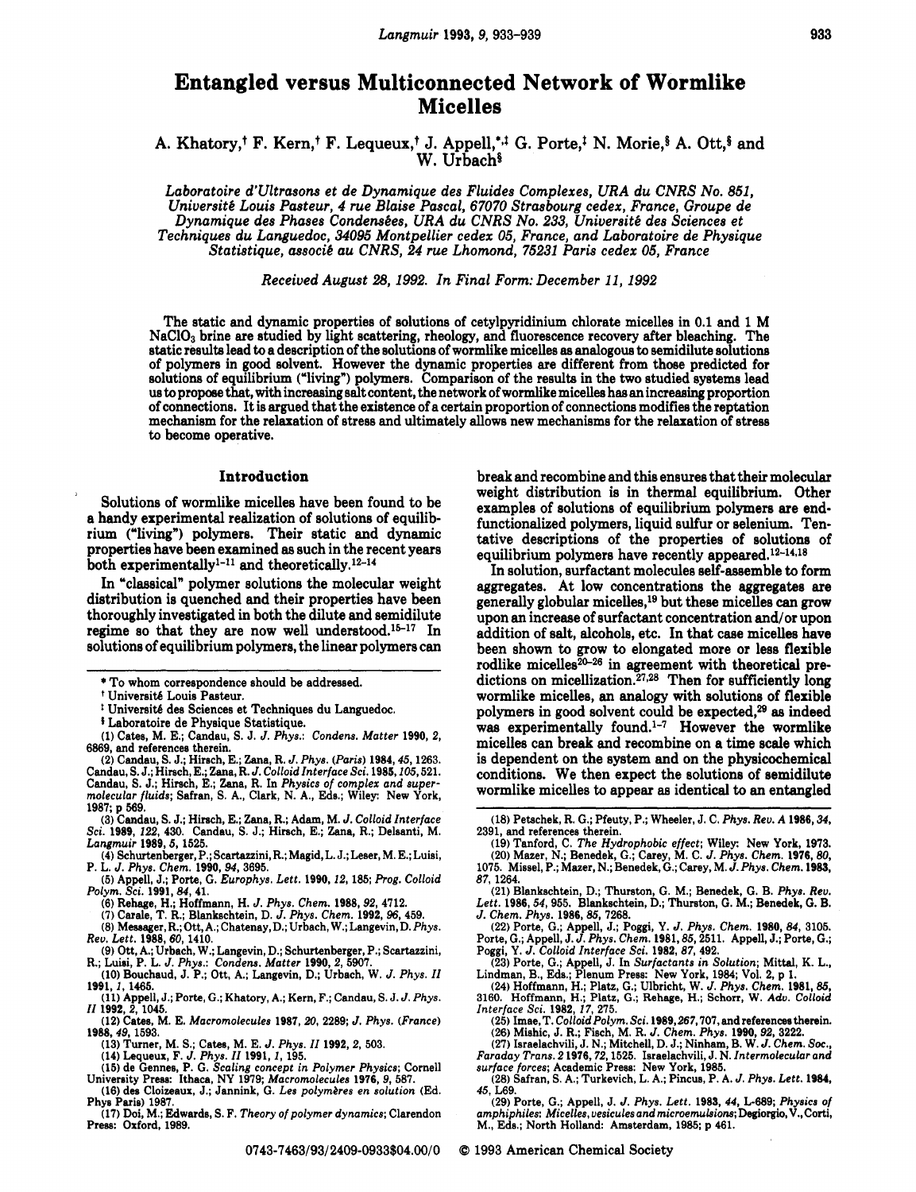# Entangled versus Multiconnected Network of Wormlike Micelles

A. Khatory,[†] F. Kern,[†] F. Lequeux,[†] J. Appell,[*,‡] G. Porte,[‡] N. Morie,[§] A. Ott,[§] and W. Urbach[§]

*Laboratoire d'Ultrasons et de Dynamique des Fluides Complexes, URA du CNRS No. 851, Université Louis Pasteur, 4 rue Blaise Pascal, 67070 Strasbourg cedex, France, Groupe de Dynamique des Phases Condensées, URA du CNRS No. 233, Université des Sciences et Techniques du Languedoc, 34095 Montpellier cedex 05, France, and Laboratoire de Physique Statistique, associé au CNRS, 24 rue Lhomond, 75231 Paris cedex 05, France*

*Received August 28, 1992. In Final Form: December 11, 1992*

The static and dynamic properties of solutions of cetylpyridinium chlorate micelles in 0.1 and 1 M $NaClO_3$ brine are studied by light scattering, rheology, and fluorescence recovery after bleaching. The static results lead to a description of the solutions of wormlike micelles as analogous to semidilute solutions of polymers in good solvent. However the dynamic properties are different from those predicted for solutions of equilibrium ("living") polymers. Comparison of the results in the two studied systems lead us to propose that, with increasing salt content, the network of wormlike micelles has an increasing proportion of connections. It is argued that the existence of a certain proportion of connections modifies the reptation mechanism for the relaxation of stress and ultimately allows new mechanisms for the relaxation of stress to become operative.

## Introduction

Solutions of wormlike micelles have been found to be a handy experimental realization of solutions of equilibrium ("living") polymers. Their static and dynamic properties have been examined as such in the recent years both experimentally[1-11] and theoretically.[12-14]

In "classical" polymer solutions the molecular weight distribution is quenched and their properties have been thoroughly investigated in both the dilute and semidilute regime so that they are now well understood.[15-17] In solutions of equilibrium polymers, the linear polymers can break and recombine and this ensures that their molecular weight distribution is in thermal equilibrium. Other examples of solutions of equilibrium polymers are end-functionalized polymers, liquid sulfur or selenium. Tentative descriptions of the properties of solutions of equilibrium polymers have recently appeared.[12-14,18]

In solution, surfactant molecules self-assemble to form aggregates. At low concentrations the aggregates are generally globular micelles,[19] but these micelles can grow upon an increase of surfactant concentration and/or upon addition of salt, alcohols, etc. In that case micelles have been shown to grow to elongated more or less flexible rodlike micelles[20-26] in agreement with theoretical predictions on micellization.[27,28] Then for sufficiently long wormlike micelles, an analogy with solutions of flexible polymers in good solvent could be expected,[29] as indeed was experimentally found.[1-7] However the wormlike micelles can break and recombine on a time scale which is dependent on the system and on the physicochemical conditions. We then expect the solutions of semidilute wormlike micelles to appear as identical to an entangled

\* To whom correspondence should be addressed.

† Université Louis Pasteur.

‡ Université des Sciences et Techniques du Languedoc.

§ Laboratoire de Physique Statistique.

(1) Cates, M. E.; Candau, S. J. *J. Phys.: Condens. Matter* **1990**, *2*, 6869, and references therein.

(2) Candau, S. J.; Hirsch, E.; Zana, R. *J. Phys. (Paris)* **1984**, *45*, 1263. Candau, S. J.; Hirsch, E.; Zana, R. *J. Colloid Interface Sci.* **1985**, *105*, 521. Candau, S. J.; Hirsch, E.; Zana, R. In *Physics of complex and supermolecular fluids*; Safran, S. A., Clark, N. A., Eds.; Wiley: New York, 1987; p 569.

(3) Candau, S. J.; Hirsch, E.; Zana, R.; Adam, M. *J. Colloid Interface Sci.* **1989**, *122*, 430. Candau, S. J.; Hirsch, E.; Zana, R.; Delsanti, M. *Langmuir* **1989**, *5*, 1525.

(4) Schurtenberger, P.; Scartazzini, R.; Magid, L. J.; Leser, M. E.; Luisi, P. L. *J. Phys. Chem.* **1990**, *94*, 3695.

(5) Appell, J.; Porte, G. *Europhys. Lett.* **1990**, *12*, 185; *Prog. Colloid Polym. Sci.* **1991**, *84*, 41.

(6) Rehage, H.; Hoffmann, H. *J. Phys. Chem.* **1988**, *92*, 4712.

(7) Carale, T. R.; Blankschtein, D. *J. Phys. Chem.* **1992**, *96*, 459.

(8) Messager, R.; Ott, A.; Chatenay, D.; Urbach, W.; Langevin, D. *Phys. Rev. Lett.* **1988**, *60*, 1410.

(9) Ott, A.; Urbach, W.; Langevin, D.; Schurtenberger, P.; Scartazzini, R.; Luisi, P. L. *J. Phys.: Condens. Matter* **1990**, *2*, 5907.

(10) Bouchaud, J. P.; Ott, A.; Langevin, D.; Urbach, W. *J. Phys. II* **1991**, *1*, 1465.

(11) Appell, J.; Porte, G.; Khatory, A.; Kern, F.; Candau, S. J. *J. Phys. II* **1992**, *2*, 1045.

(12) Cates, M. E. *Macromolecules* **1987**, *20*, 2289; *J. Phys. (France)* **1988**, *49*, 1593.

(13) Turner, M. S.; Cates, M. E. *J. Phys. II* **1992**, *2*, 503.

(14) Lequeux, F. *J. Phys. II* **1991**, *1*, 195.

(15) de Gennes, P. G. *Scaling concept in Polymer Physics*; Cornell University Press: Ithaca, NY 1979; *Macromolecules* **1976**, *9*, 587.

(16) des Cloizeaux, J.; Jannink, G. *Les polymères en solution* (Ed. Phys Paris) 1987.

(17) Doi, M.; Edwards, S. F. *Theory of polymer dynamics*; Clarendon Press: Oxford, 1989.

(18) Petschek, R. G.; Pfeuty, P.; Wheeler, J. C. *Phys. Rev. A* **1986**, *34*, 2391, and references therein.

(19) Tanford, C. *The Hydrophobic effect*; Wiley: New York, 1973.

(20) Mazer, N.; Benedek, G.; Carey, M. C. *J. Phys. Chem.* **1976**, *80*, 1075. Missel, P.; Mazer, N.; Benedek, G.; Carey, M. *J. Phys. Chem.* **1983**, *87*, 1264.

(21) Blankschtein, D.; Thurston, G. M.; Benedek, G. B. *Phys. Rev. Lett.* **1986**, *54*, 955. Blankschtein, D.; Thurston, G. M.; Benedek, G. B. *J. Chem. Phys.* **1986**, *85*, 7268.

(22) Porte, G.; Appell, J.; Poggi, Y. *J. Phys. Chem.* **1980**, *84*, 3105. Porte, G.; Appell, J. *J. Phys. Chem.* **1981**, *85*, 2511. Appell, J.; Porte, G.; Poggi, Y. *J. Colloid Interface Sci.* **1982**, *87*, 492.

(23) Porte, G.; Appell, J. In *Surfactants in Solution*; Mittal, K. L., Lindman, B., Eds.; Plenum Press: New York, 1984; Vol. 2, p 1.

(24) Hoffmann, H.; Platz, G.; Ulbricht, W. *J. Phys. Chem.* **1981**, *85*, 3160. Hoffmann, H.; Platz, G.; Rehage, H.; Schorr, W. *Adv. Colloid Interface Sci.* **1982**, *17*, 275.

(25) Imae, T. *Colloid Polym. Sci.* **1989**, *267*, 707, and references therein.

(26) Mishic, J. R.; Fisch, M. R. *J. Chem. Phys.* **1990**, *92*, 3222.

(27) Israelachvili, J. N.; Mitchell, D. J.; Ninham, B. W. *J. Chem. Soc., Faraday Trans. 2* **1976**, *72*, 1525. Israelachvili, J. N. *Intermolecular and surface forces*; Academic Press: New York, 1985.

(28) Safran, S. A.; Turkevich, L. A.; Pincus, P. A. *J. Phys. Lett.* **1984**, *45*, L69.

(29) Porte, G.; Appell, J. *J. Phys. Lett.* **1983**, *44*, L-689; *Physics of amphiphiles: Micelles, vesicules and microemulsions*; Degiorgio, V., Corti, M., Eds.; North Holland: Amsterdam, 1985; p 461.

0743-7463/93/2409-0933$04.00/0 © 1993 American Chemical Society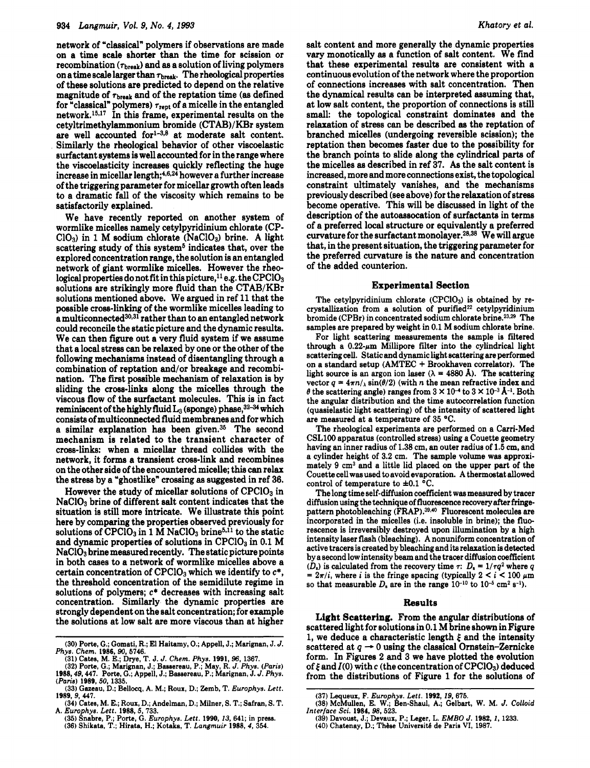network of "classical" polymers if observations are made on a time scale shorter than the time for scission or recombination ($\tau_{break}$) and as a solution of living polymers on a time scale larger than $\tau_{break}$. The rheological properties of these solutions are predicted to depend on the relative magnitude of $\tau_{break}$ and of the reptation time (as defined for "classical" polymers) $\tau_{rept}$ of a micelle in the entangled network.[15,17] In this frame, experimental results on the cetyltrimethylammonium bromide (CTAB)/KBr system are well accounted for[1-3,8] at moderate salt content. Similarly the rheological behavior of other viscoelastic surfactant systems is well accounted for in the range where the viscoelasticity increases quickly reflecting the huge increase in micellar length;[4,6,24] however a further increase of the triggering parameter for micellar growth often leads to a dramatic fall of the viscosity which remains to be satisfactorily explained.

We have recently reported on another system of wormlike micelles namely cetylpyridinium chlorate ($CPClO_3$) in 1 M sodium chlorate ($NaClO_3$) brine. A light scattering study of this system[5] indicates that, over the explored concentration range, the solution is an entangled network of giant wormlike micelles. However the rheological properties do not fit in this picture,[11] e.g. the $CPClO_3$ solutions are strikingly more fluid than the CTAB/KBr solutions mentioned above. We argued in ref 11 that the possible cross-linking of the wormlike micelles leading to a multiconnected[30,31] rather than to an entangled network could reconcile the static picture and the dynamic results. We can then figure out a very fluid system if we assume that a local stress can be relaxed by one or the other of the following mechanisms instead of disentangling through a combination of reptation and/or breakage and recombination. The first possible mechanism of relaxation is by sliding the cross-links along the micelles through the viscous flow of the surfactant molecules. This is in fact reminiscent of the highly fluid $L_3$ (sponge) phase,[32-34] which consists of multiconnected fluid membranes and for which a similar explanation has been given.[35] The second mechanism is related to the transient character of cross-links: when a micellar thread collides with the network, it forms a transient cross-link and recombines on the other side of the encountered micelle; this can relax the stress by a "ghostlike" crossing as suggested in ref 36.

However the study of micellar solutions of $CPClO_3$ in $NaClO_3$ brine of different salt content indicates that the situation is still more intricate. We illustrate this point here by comparing the properties observed previously for solutions of $CPClO_3$ in 1 M $NaClO_3$ brine[5,11] to the static and dynamic properties of solutions in $CPClO_3$ in 0.1 M $NaClO_3$ brine measured recently. The static picture points in both cases to a network of wormlike micelles above a certain concentration of $CPClO_3$ which we identify to $c^*$, the threshold concentration of the semidilute regime in solutions of polymers; $c^*$ decreases with increasing salt concentration. Similarly the dynamic properties are strongly dependent on the salt concentration; for example the solutions at low salt are more viscous than at higher salt content and more generally the dynamic properties vary monotonically as a function of salt content. We find that these experimental results are consistent with a continuous evolution of the network where the proportion of connections increases with salt concentration. Then the dynamical results can be interpreted assuming that, at low salt content, the proportion of connections is still small: the topological constraint dominates and the relaxation of stress can be described as the reptation of branched micelles (undergoing reversible scission); the reptation then becomes faster due to the possibility for the branch points to slide along the cylindrical parts of the micelles as described in ref 37. As the salt content is increased, more and more connections exist, the topological constraint ultimately vanishes, and the mechanisms previously described (see above) for the relaxation of stress become operative. This will be discussed in light of the description of the autoassocation of surfactants in terms of a preferred local structure or equivalently a preferred curvature for the surfactant monolayer.[28,38] We will argue that, in the present situation, the triggering parameter for the preferred curvature is the nature and concentration of the added counterion.

## Experimental Section

The cetylpyridinium chlorate ($CPClO_3$) is obtained by recrystallization from a solution of purified[22] cetylpyridinium bromide (CPBr) in concentrated sodium chlorate brine.[23,29] The samples are prepared by weight in 0.1 M sodium chlorate brine.

For light scattering measurements the sample is filtered through a 0.22-$\mu$m Millipore filter into the cylindrical light scattering cell. Static and dynamic light scattering are performed on a standard setup (AMTEC + Brookhaven correlator). The light source is an argon ion laser ($\lambda$ = 4880 Å). The scattering vector $q = 4\pi n/_\lambda \sin(\theta/2)$ (with $n$ the mean refractive index and $\theta$ the scattering angle) ranges from $3 \times 10^{-4}$ to $3 \times 10^{-3}$ Å$^{-1}$. Both the angular distribution and the time autocorrelation function (quasielastic light scattering) of the intensity of scattered light are measured at a temperature of 35 °C.

The rheological experiments are performed on a Carri-Med CSL100 apparatus (controlled stress) using a Couette geometry having an inner radius of 1.38 cm, an outer radius of 1.5 cm, and a cylinder height of 3.2 cm. The sample volume was approximately 9 cm$^3$ and a little lid placed on the upper part of the Couette cell was used to avoid evaporation. A thermostat allowed control of temperature to ±0.1 °C.

The long time self-diffusion coefficient was measured by tracer diffusion using the technique of fluorescence recovery after fringe-pattern photobleaching (FRAP).[39,40] Fluorescent molecules are incorporated in the micelles (i.e. insoluble in brine); the fluorescence is irreversibly destroyed upon illumination by a high intensity laser flash (bleaching). A nonuniform concentration of active tracers is created by bleaching and its relaxation is detected by a second low intensity beam and the tracer diffusion coefficient ($D_s$) is calculated from the recovery time $\tau$: $D_s = 1/\tau q^2$ where $q = 2\pi/i$, where $i$ is the fringe spacing (typically $2 < i < 100$ $\mu$m so that measurable $D_s$ are in the range $10^{-10}$ to $10^{-5}$ cm$^2$ s$^{-1}$).

## Results

**Light Scattering.** From the angular distributions of scattered light for solutions in 0.1 M brine shown in Figure 1, we deduce a characteristic length $\xi$ and the intensity scattered at $q \rightarrow 0$ using the classical Ornstein–Zernicke form. In Figures 2 and 3 we have plotted the evolution of $\xi$ and $I(0)$ with $c$ (the concentration of $CPClO_3$) deduced from the distributions of Figure 1 for the solutions of

(30) Porte, G.; Gomati, R.; El Haitamy, O.; Appell, J.; Marignan, J. *J. Phys. Chem.* **1986**, *90*, 5746.
(31) Cates, M. E.; Drye, T. J. *J. Chem. Phys.* **1991**, *96*, 1367.
(32) Porte, G.; Marignan, J.; Bassereau, P.; May, R. *J. Phys. (Paris)* **1988**, *49*, 447. Porte, G.; Appell, J.; Bassereau, P.; Marignan, J. *J. Phys. (Paris)* **1989**, *50*, 1335.
(33) Gazeau, D.; Bellocq, A. M.; Roux, D.; Zemb, T. *Europhys. Lett.* **1989**, *9*, 447.
(34) Cates, M. E.; Roux, D.; Andelman, D.; Milner, S. T.; Safran, S. T. A. *Europhys. Lett.* **1988**, *5*, 733.
(35) Snabre, P.; Porte, G. *Europhys. Lett.* **1990**, *13*, 641; in press.
(36) Shikata, T.; Hirata, H.; Kotaka, T. *Langmuir* **1988**, *4*, 354.
(37) Lequeux, F. *Europhys. Lett.* **1992**, *19*, 675.
(38) McMullen, E. W.; Ben-Shaul, A.; Gelbart, W. M. *J. Colloid Interface Sci.* **1984**, *98*, 523.
(39) Davoust, J.; Devaux, P.; Leger, L. *EMBO J.* **1982**, *1*, 1233.
(40) Chatenay, D.; Thèse Université de Paris VI, 1987.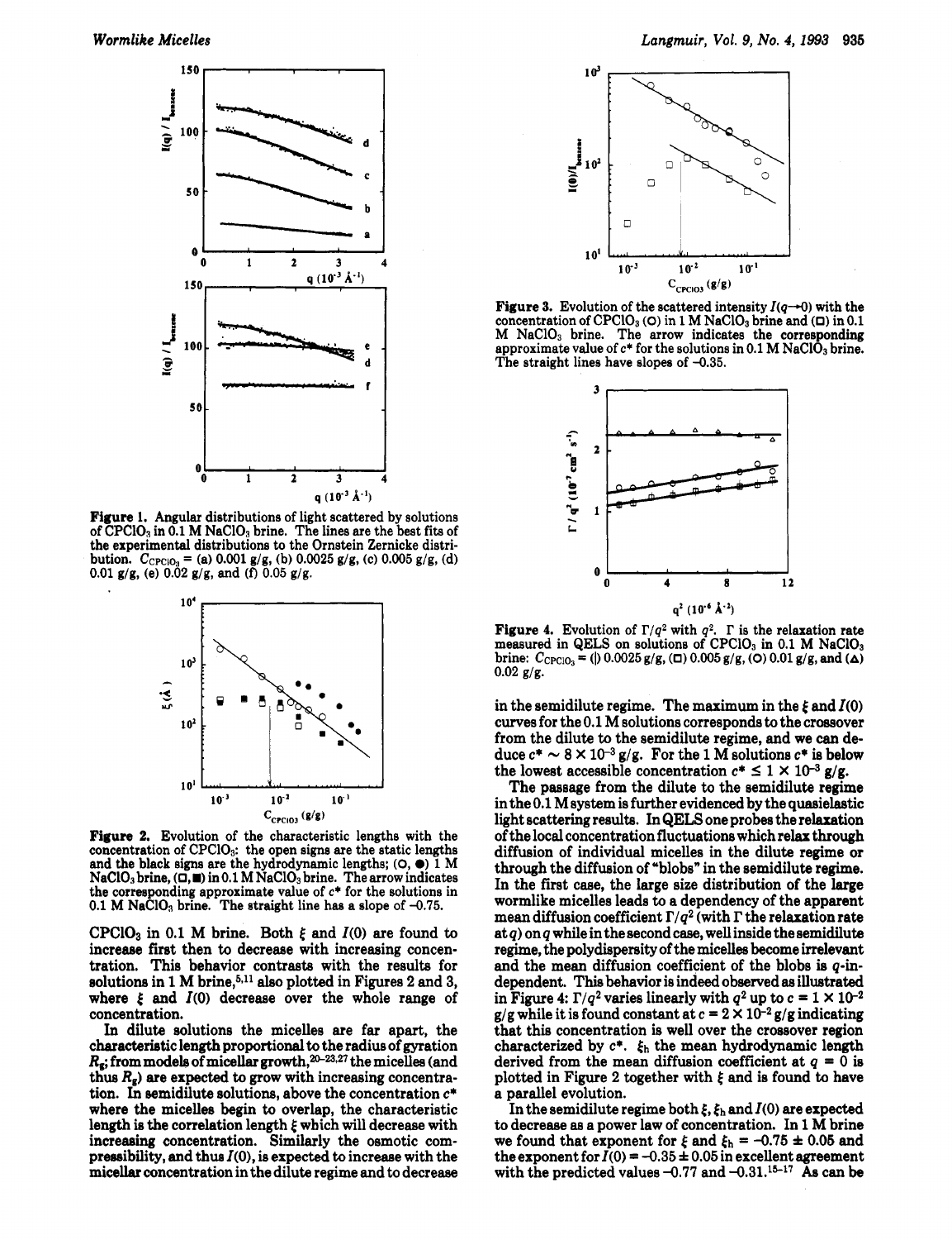Figure 1. Angular distributions of light scattered by solutions of $CPClO_3$ in 0.1 M $NaClO_3$ brine. The lines are the best fits of the experimental distributions to the Ornstein Zernicke distribution. $C_{CPClO_3}$ = (a) 0.001 g/g, (b) 0.0025 g/g, (c) 0.005 g/g, (d) 0.01 g/g, (e) 0.02 g/g, and (f) 0.05 g/g.

Figure 2. Evolution of the characteristic lengths with the concentration of $CPClO_3$: the open signs are the static lengths and the black signs are the hydrodynamic lengths; (○, ●) 1 M $NaClO_3$ brine, (□, ■) in 0.1 M $NaClO_3$ brine. The arrow indicates the corresponding approximate value of $c^*$ for the solutions in 0.1 M $NaClO_3$ brine. The straight line has a slope of −0.75.

Figure 3. Evolution of the scattered intensity $I(q \rightarrow 0)$ with the concentration of $CPClO_3$ (○) in 1 M $NaClO_3$ brine and (□) in 0.1 M $NaClO_3$ brine. The arrow indicates the corresponding approximate value of $c^*$ for the solutions in 0.1 M $NaClO_3$ brine. The straight lines have slopes of −0.35.

Figure 4. Evolution of $\Gamma/q^2$ with $q^2$. $\Gamma$ is the relaxation rate measured in QELS on solutions of $CPClO_3$ in 0.1 M $NaClO_3$ brine: $C_{CPClO_3}$ = (|) 0.0025 g/g, (□) 0.005 g/g, (○) 0.01 g/g, and (△) 0.02 g/g.

$CPClO_3$ in 0.1 M brine. Both $\xi$ and $I(0)$ are found to increase first then to decrease with increasing concentration. This behavior contrasts with the results for solutions in 1 M brine,[5,11] also plotted in Figures 2 and 3, where $\xi$ and $I(0)$ decrease over the whole range of concentration.

In dilute solutions the micelles are far apart, the characteristic length proportional to the radius of gyration $R_g$; from models of micellar growth,[20-23,27] the micelles (and thus $R_g$) are expected to grow with increasing concentration. In semidilute solutions, above the concentration $c^*$ where the micelles begin to overlap, the characteristic length is the correlation length $\xi$ which will decrease with increasing concentration. Similarly the osmotic compressibility, and thus $I(0)$, is expected to increase with the micellar concentration in the dilute regime and to decrease in the semidilute regime. The maximum in the $\xi$ and $I(0)$ curves for the 0.1 M solutions corresponds to the crossover from the dilute to the semidilute regime, and we can deduce $c^* \sim 8 \times 10^{-3}$ g/g. For the 1 M solutions $c^*$ is below the lowest accessible concentration $c^* \leq 1 \times 10^{-3}$ g/g.

The passage from the dilute to the semidilute regime in the 0.1 M system is further evidenced by the quasielastic light scattering results. In QELS one probes the relaxation of the local concentration fluctuations which relax through diffusion of individual micelles in the dilute regime or through the diffusion of "blobs" in the semidilute regime. In the first case, the large size distribution of the large wormlike micelles leads to a dependency of the apparent mean diffusion coefficient $\Gamma/q^2$ (with $\Gamma$ the relaxation rate at $q$) on $q$ while in the second case, well inside the semidilute regime, the polydispersity of the micelles become irrelevant and the mean diffusion coefficient of the blobs is $q$-independent. This behavior is indeed observed as illustrated in Figure 4: $\Gamma/q^2$ varies linearly with $q^2$ up to $c = 1 \times 10^{-2}$ g/g while it is found constant at $c = 2 \times 10^{-2}$ g/g indicating that this concentration is well over the crossover region characterized by $c^*$. $\xi_h$ the mean hydrodynamic length derived from the mean diffusion coefficient at $q = 0$ is plotted in Figure 2 together with $\xi$ and is found to have a parallel evolution.

In the semidilute regime both $\xi$, $\xi_h$ and $I(0)$ are expected to decrease as a power law of concentration. In 1 M brine we found that exponent for $\xi$ and $\xi_h = -0.75 \pm 0.05$ and the exponent for $I(0) = -0.35 \pm 0.05$ in excellent agreement with the predicted values −0.77 and −0.31.[15-17] As can be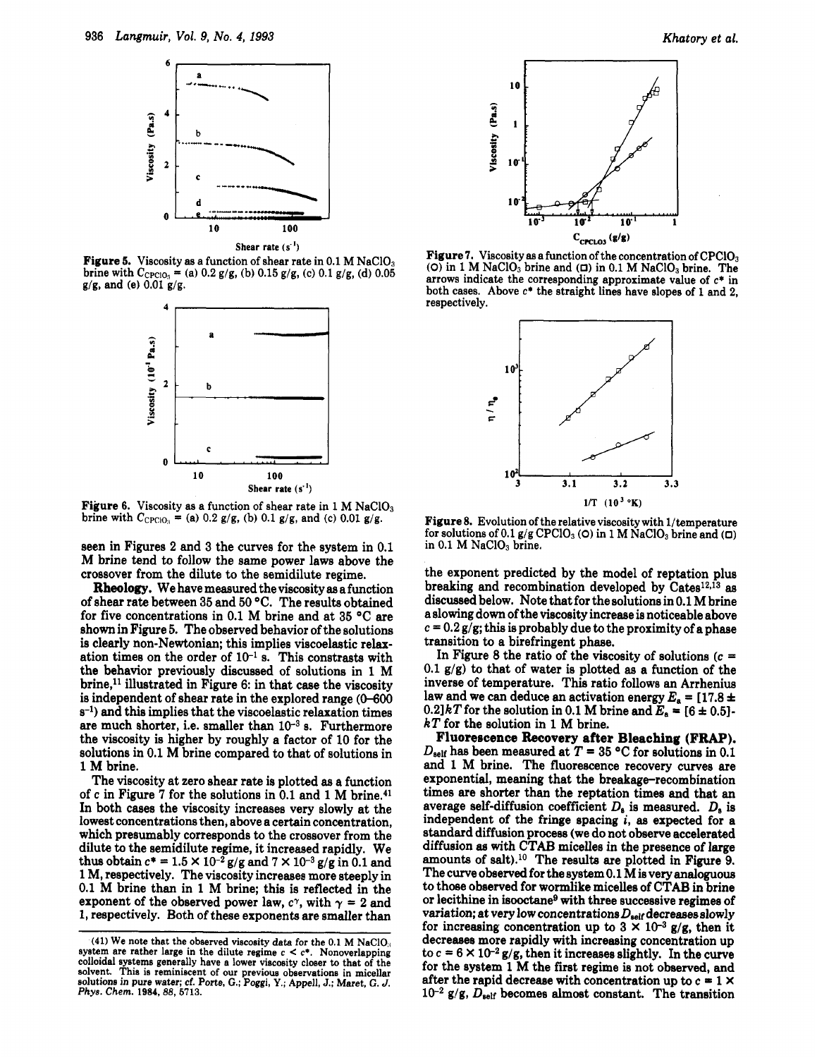Figure 5. Viscosity as a function of shear rate in 0.1 M $NaClO_3$ brine with $C_{CPClO_3}$ = (a) 0.2 g/g, (b) 0.15 g/g, (c) 0.1 g/g, (d) 0.05 g/g, and (e) 0.01 g/g.

Figure 6. Viscosity as a function of shear rate in 1 M $NaClO_3$ brine with $C_{CPClO_3}$ = (a) 0.2 g/g, (b) 0.1 g/g, and (c) 0.01 g/g.

seen in Figures 2 and 3 the curves for the system in 0.1 M brine tend to follow the same power laws above the crossover from the dilute to the semidilute regime.

**Rheology.** We have measured the viscosity as a function of shear rate between 35 and 50 °C. The results obtained for five concentrations in 0.1 M brine and at 35 °C are shown in Figure 5. The observed behavior of the solutions is clearly non-Newtonian; this implies viscoelastic relaxation times on the order of $10^{-1}$ s. This constrasts with the behavior previously discussed of solutions in 1 M brine,[11] illustrated in Figure 6: in that case the viscosity is independent of shear rate in the explored range (0–600 $s^{-1}$) and this implies that the viscoelastic relaxation times are much shorter, i.e. smaller than $10^{-3}$ s. Furthermore the viscosity is higher by roughly a factor of 10 for the solutions in 0.1 M brine compared to that of solutions in 1 M brine.

The viscosity at zero shear rate is plotted as a function of $c$ in Figure 7 for the solutions in 0.1 and 1 M brine.[41] In both cases the viscosity increases very slowly at the lowest concentrations then, above a certain concentration, which presumably corresponds to the crossover from the dilute to the semidilute regime, it increased rapidly. We thus obtain $c^* = 1.5 \times 10^{-2}$ g/g and $7 \times 10^{-3}$ g/g in 0.1 and 1 M, respectively. The viscosity increases more steeply in 0.1 M brine than in 1 M brine; this is reflected in the exponent of the observed power law, $c^\gamma$, with $\gamma = 2$ and 1, respectively. Both of these exponents are smaller than

(41) We note that the observed viscosity data for the 0.1 M $NaClO_3$ system are rather large in the dilute regime $c < c^*$. Nonoverlapping colloidal systems generally have a lower viscosity closer to that of the solvent. This is reminiscent of our previous observations in micellar solutions in pure water; cf. Porte, G.; Poggi, Y.; Appell, J.; Maret, G. *J. Phys. Chem.* 1984, *88*, 5713.

Figure 7. Viscosity as a function of the concentration of $CPClO_3$ (○) in 1 M $NaClO_3$ brine and (□) in 0.1 M $NaClO_3$ brine. The arrows indicate the corresponding approximate value of $c^*$ in both cases. Above $c^*$ the straight lines have slopes of 1 and 2, respectively.

Figure 8. Evolution of the relative viscosity with 1/temperature for solutions of 0.1 g/g $CPClO_3$ (○) in 1 M $NaClO_3$ brine and (□) in 0.1 M $NaClO_3$ brine.

the exponent predicted by the model of reptation plus breaking and recombination developed by Cates[12,13] as discussed below. Note that for the solutions in 0.1 M brine a slowing down of the viscosity increase is noticeable above $c = 0.2$ g/g; this is probably due to the proximity of a phase transition to a birefringent phase.

In Figure 8 the ratio of the viscosity of solutions ($c$ = 0.1 g/g) to that of water is plotted as a function of the inverse of temperature. This ratio follows an Arrhenius law and we can deduce an activation energy $E_a = [17.8 \pm 0.2]kT$ for the solution in 0.1 M brine and $E_a = [6 \pm 0.5]kT$ for the solution in 1 M brine.

**Fluorescence Recovery after Bleaching (FRAP).** $D_{self}$ has been measured at $T$ = 35 °C for solutions in 0.1 and 1 M brine. The fluorescence recovery curves are exponential, meaning that the breakage–recombination times are shorter than the reptation times and that an average self-diffusion coefficient $D_s$ is measured. $D_s$ is independent of the fringe spacing $i$, as expected for a standard diffusion process (we do not observe accelerated diffusion as with CTAB micelles in the presence of large amounts of salt).[10] The results are plotted in Figure 9. The curve observed for the system 0.1 M is very analoguous to those observed for wormlike micelles of CTAB in brine or lecithine in isooctane[9] with three successive regimes of variation; at very low concentrations $D_{self}$ decreases slowly for increasing concentration up to $3 \times 10^{-3}$ g/g, then it decreases more rapidly with increasing concentration up to $c = 6 \times 10^{-2}$ g/g, then it increases slightly. In the curve for the system 1 M the first regime is not observed, and after the rapid decrease with concentration up to $c = 1 \times 10^{-2}$ g/g, $D_{self}$ becomes almost constant. The transition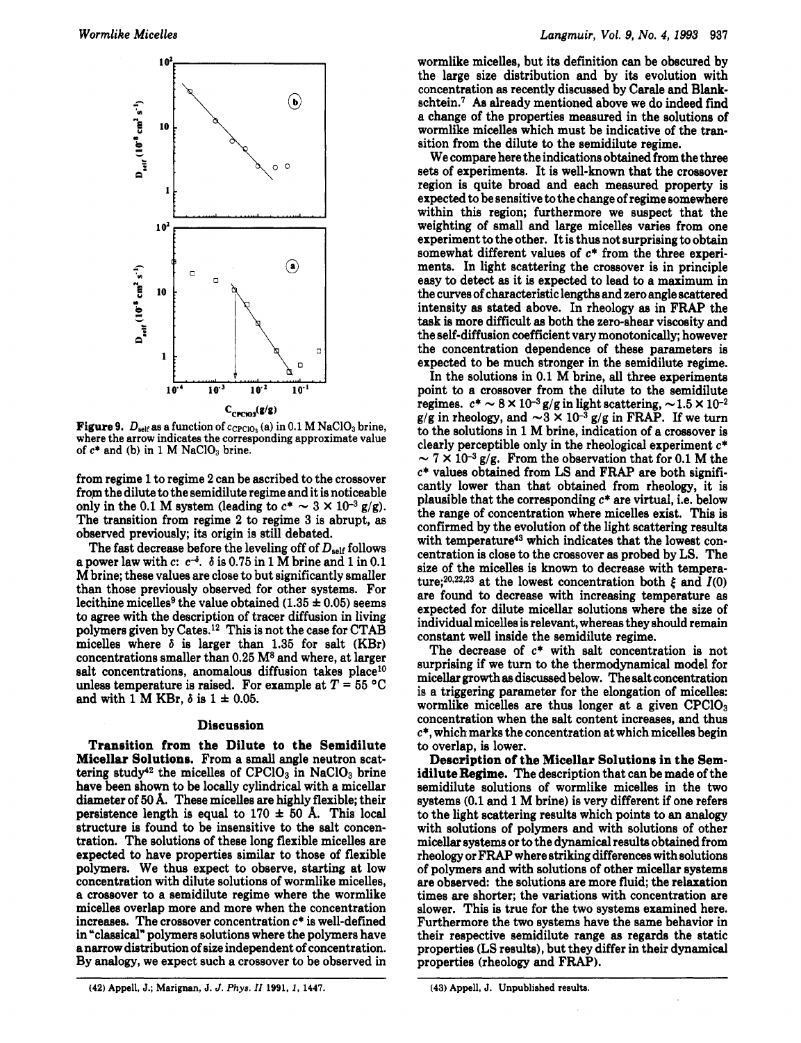Figure 9. $D_{self}$ as a function of $c_{CPClO_3}$ (a) in 0.1 M $NaClO_3$ brine, where the arrow indicates the corresponding approximate value of $c^*$ and (b) in 1 M $NaClO_3$ brine.

from regime 1 to regime 2 can be ascribed to the crossover from the dilute to the semidilute regime and it is noticeable only in the 0.1 M system (leading to $c^* \sim 3 \times 10^{-3}$ g/g). The transition from regime 2 to regime 3 is abrupt, as observed previously; its origin is still debated.

The fast decrease before the leveling off of $D_{self}$ follows a power law with $c$: $c^{-\delta}$. $\delta$ is 0.75 in 1 M brine and 1 in 0.1 M brine; these values are close to but significantly smaller than those previously observed for other systems. For lecithine micelles[9] the value obtained (1.35 ± 0.05) seems to agree with the description of tracer diffusion in living polymers given by Cates.[12] This is not the case for CTAB micelles where $\delta$ is larger than 1.35 for salt (KBr) concentrations smaller than 0.25 M[8] and where, at larger salt concentrations, anomalous diffusion takes place[10] unless temperature is raised. For example at $T$ = 55 °C and with 1 M KBr, $\delta$ is 1 ± 0.05.

## Discussion

**Transition from the Dilute to the Semidilute Micellar Solutions.** From a small angle neutron scattering study[42] the micelles of $CPClO_3$ in $NaClO_3$ brine have been shown to be locally cylindrical with a micellar diameter of 50 Å. These micelles are highly flexible; their persistence length is equal to 170 ± 50 Å. This local structure is found to be insensitive to the salt concentration. The solutions of these long flexible micelles are expected to have properties similar to those of flexible polymers. We thus expect to observe, starting at low concentration with dilute solutions of wormlike micelles, a crossover to a semidilute regime where the wormlike micelles overlap more and more when the concentration increases. The crossover concentration $c^*$ is well-defined in "classical" polymers solutions where the polymers have a narrow distribution of size independent of concentration. By analogy, we expect such a crossover to be observed in wormlike micelles, but its definition can be obscured by the large size distribution and by its evolution with concentration as recently discussed by Carale and Blankschtein.[7] As already mentioned above we do indeed find a change of the properties measured in the solutions of wormlike micelles which must be indicative of the transition from the dilute to the semidilute regime.

We compare here the indications obtained from the three sets of experiments. It is well-known that the crossover region is quite broad and each measured property is expected to be sensitive to the change of regime somewhere within this region; furthermore we suspect that the weighting of small and large micelles varies from one experiment to the other. It is thus not surprising to obtain somewhat different values of $c^*$ from the three experiments. In light scattering the crossover is in principle easy to detect as it is expected to lead to a maximum in the curves of characteristic lengths and zero angle scattered intensity as stated above. In rheology as in FRAP the task is more difficult as both the zero-shear viscosity and the self-diffusion coefficient vary monotonically; however the concentration dependence of these parameters is expected to be much stronger in the semidilute regime.

In the solutions in 0.1 M brine, all three experiments point to a crossover from the dilute to the semidilute regimes. $c^* \sim 8 \times 10^{-3}$ g/g in light scattering, $\sim 1.5 \times 10^{-2}$ g/g in rheology, and $\sim 3 \times 10^{-3}$ g/g in FRAP. If we turn to the solutions in 1 M brine, indication of a crossover is clearly perceptible only in the rheological experiment $c^* \sim 7 \times 10^{-3}$ g/g. From the observation that for 0.1 M the $c^*$ values obtained from LS and FRAP are both significantly lower than that obtained from rheology, it is plausible that the corresponding $c^*$ are virtual, i.e. below the range of concentration where micelles exist. This is confirmed by the evolution of the light scattering results with temperature[43] which indicates that the lowest concentration is close to the crossover as probed by LS. The size of the micelles is known to decrease with temperature;[20,22,23] at the lowest concentration both $\xi$ and $I(0)$ are found to decrease with increasing temperature as expected for dilute micellar solutions where the size of individual micelles is relevant, whereas they should remain constant well inside the semidilute regime.

The decrease of $c^*$ with salt concentration is not surprising if we turn to the thermodynamical model for micellar growth as discussed below. The salt concentration is a triggering parameter for the elongation of micelles: wormlike micelles are thus longer at a given $CPClO_3$ concentration when the salt content increases, and thus $c^*$, which marks the concentration at which micelles begin to overlap, is lower.

**Description of the Micellar Solutions in the Semidilute Regime.** The description that can be made of the semidilute solutions of wormlike micelles in the two systems (0.1 and 1 M brine) is very different if one refers to the light scattering results which points to an analogy with solutions of polymers and with solutions of other micellar systems or to the dynamical results obtained from rheology or FRAP where striking differences with solutions of polymers and with solutions of other micellar systems are observed: the solutions are more fluid; the relaxation times are shorter; the variations with concentration are slower. This is true for the two systems examined here. Furthermore the two systems have the same behavior in their respective semidilute range as regards the static properties (LS results), but they differ in their dynamical properties (rheology and FRAP).

(42) Appell, J.; Marignan, J. *J. Phys. II* 1991, *1*, 1447.

(43) Appell, J. Unpublished results.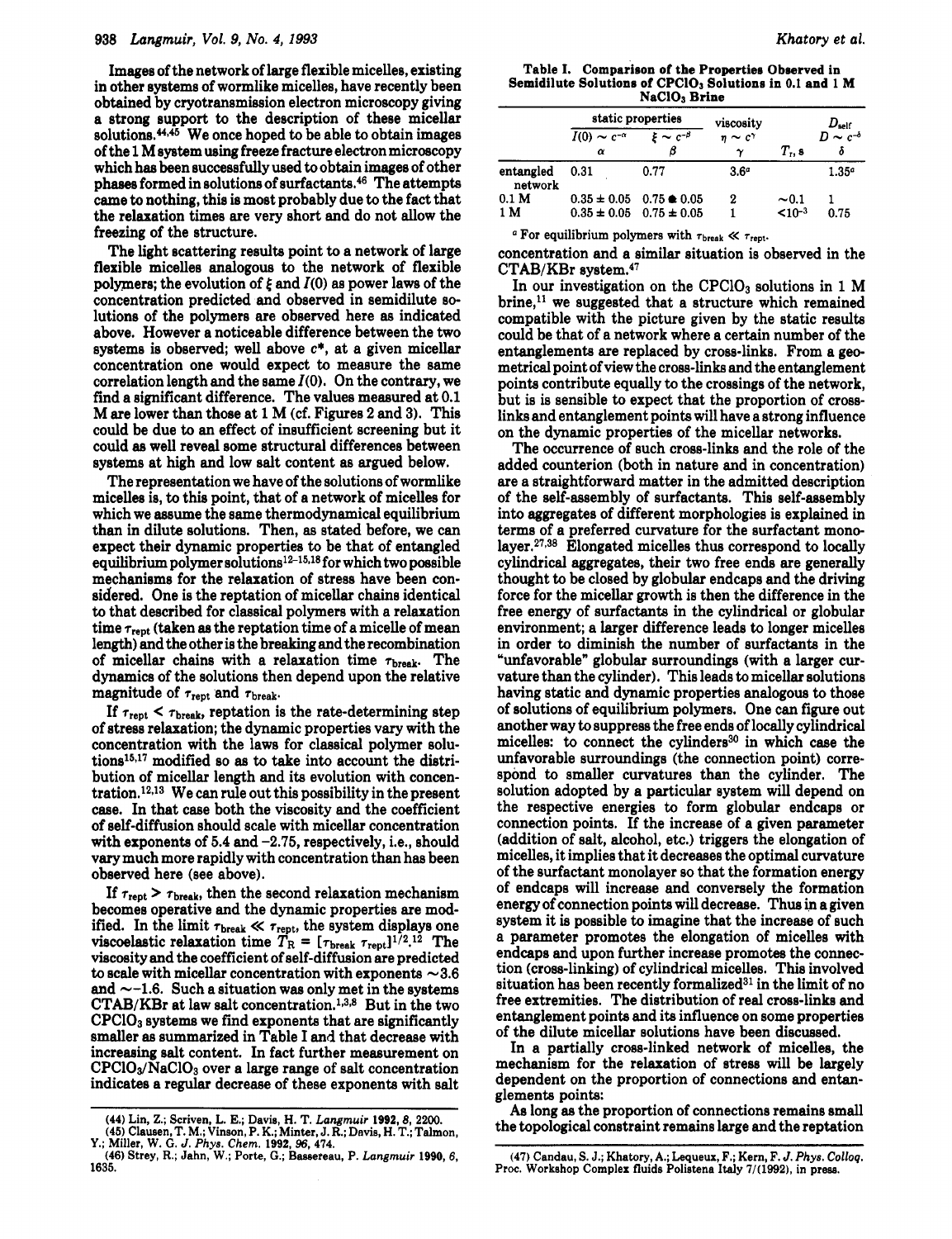Images of the network of large flexible micelles, existing in other systems of wormlike micelles, have recently been obtained by cryotransmission electron microscopy giving a strong support to the description of these micellar solutions.[44,45] We once hoped to be able to obtain images of the 1 M system using freeze fracture electron microscopy which has been successfully used to obtain images of other phases formed in solutions of surfactants.[46] The attempts came to nothing, this is most probably due to the fact that the relaxation times are very short and do not allow the freezing of the structure.

The light scattering results point to a network of large flexible micelles analogous to the network of flexible polymers; the evolution of $\xi$ and $I(0)$ as power laws of the concentration predicted and observed in semidilute solutions of the polymers are observed here as indicated above. However a noticeable difference between the two systems is observed; well above $c^*$, at a given micellar concentration one would expect to measure the same correlation length and the same $I(0)$. On the contrary, we find a significant difference. The values measured at 0.1 M are lower than those at 1 M (cf. Figures 2 and 3). This could be due to an effect of insufficient screening but it could as well reveal some structural differences between systems at high and low salt content as argued below.

The representation we have of the solutions of wormlike micelles is, to this point, that of a network of micelles for which we assume the same thermodynamical equilibrium than in dilute solutions. Then, as stated before, we can expect their dynamic properties to be that of entangled equilibrium polymer solutions[12-15,18] for which two possible mechanisms for the relaxation of stress have been considered. One is the reptation of micellar chains identical to that described for classical polymers with a relaxation time $\tau_{rept}$ (taken as the reptation time of a micelle of mean length) and the other is the breaking and the recombination of micellar chains with a relaxation time $\tau_{break}$. The dynamics of the solutions then depend upon the relative magnitude of $\tau_{rept}$ and $\tau_{break}$.

If $\tau_{rept} < \tau_{break}$, reptation is the rate-determining step of stress relaxation; the dynamic properties vary with the concentration with the laws for classical polymer solutions[15,17] modified so as to take into account the distribution of micellar length and its evolution with concentration.[12,13] We can rule out this possibility in the present case. In that case both the viscosity and the coefficient of self-diffusion should scale with micellar concentration with exponents of 5.4 and −2.75, respectively, i.e., should vary much more rapidly with concentration than has been observed here (see above).

If $\tau_{rept} > \tau_{break}$, then the second relaxation mechanism becomes operative and the dynamic properties are modified. In the limit $\tau_{break} \ll \tau_{rept}$, the system displays one viscoelastic relaxation time $T_R = [\tau_{break}\,\tau_{rept}]^{1/2}$.[12] The viscosity and the coefficient of self-diffusion are predicted to scale with micellar concentration with exponents ~3.6 and ~−1.6. Such a situation was only met in the systems CTAB/KBr at law salt concentration.[1,3,8] But in the two $CPClO_3$ systems we find exponents that are significantly smaller as summarized in Table I and that decrease with increasing salt content. In fact further measurement on $CPClO_3/NaClO_3$ over a large range of salt concentration indicates a regular decrease of these exponents with salt concentration and a similar situation is observed in the CTAB/KBr system.[47]

**Table I. Comparison of the Properties Observed in Semidilute Solutions of $CPClO_3$ Solutions in 0.1 and 1 M $NaClO_3$ Brine**

| | static properties | | viscosity | | $D_{self}$ |
|---|---|---|---|---|---|
| | $I(0) \sim c^{-\alpha}$ | $\xi \sim c^{-\beta}$ | $\eta \sim c^{\gamma}$ | | $D \sim c^{-\delta}$ |
| | $\alpha$ | $\beta$ | $\gamma$ | $T_r$, s | $\delta$ |
| entangled network | 0.31 | 0.77 | 3.6[a] | | 1.35[a] |
| 0.1 M | 0.35 ± 0.05 | 0.75 ± 0.05 | 2 | ~0.1 | 1 |
| 1 M | 0.35 ± 0.05 | 0.75 ± 0.05 | 1 | <$10^{-3}$ | 0.75 |

[a] For equilibrium polymers with $\tau_{break} \ll \tau_{rept}$.

In our investigation on the $CPClO_3$ solutions in 1 M brine,[11] we suggested that a structure which remained compatible with the picture given by the static results could be that of a network where a certain number of the entanglements are replaced by cross-links. From a geometrical point of view the cross-links and the entanglement points contribute equally to the crossings of the network, but is is sensible to expect that the proportion of cross-links and entanglement points will have a strong influence on the dynamic properties of the micellar networks.

The occurrence of such cross-links and the role of the added counterion (both in nature and in concentration) are a straightforward matter in the admitted description of the self-assembly of surfactants. This self-assembly into aggregates of different morphologies is explained in terms of a preferred curvature for the surfactant monolayer.[27,38] Elongated micelles thus correspond to locally cylindrical aggregates, their two free ends are generally thought to be closed by globular endcaps and the driving force for the micellar growth is then the difference in the free energy of surfactants in the cylindrical or globular environment; a larger difference leads to longer micelles in order to diminish the number of surfactants in the "unfavorable" globular surroundings (with a larger curvature than the cylinder). This leads to micellar solutions having static and dynamic properties analogous to those of solutions of equilibrium polymers. One can figure out another way to suppress the free ends of locally cylindrical micelles: to connect the cylinders[30] in which case the unfavorable surroundings (the connection point) correspond to smaller curvatures than the cylinder. The solution adopted by a particular system will depend on the respective energies to form globular endcaps or connection points. If the increase of a given parameter (addition of salt, alcohol, etc.) triggers the elongation of micelles, it implies that it decreases the optimal curvature of the surfactant monolayer so that the formation energy of endcaps will increase and conversely the formation energy of connection points will decrease. Thus in a given system it is possible to imagine that the increase of such a parameter promotes the elongation of micelles with endcaps and upon further increase promotes the connection (cross-linking) of cylindrical micelles. This involved situation has been recently formalized[31] in the limit of no free extremities. The distribution of real cross-links and entanglement points and its influence on some properties of the dilute micellar solutions have been discussed.

In a partially cross-linked network of micelles, the mechanism for the relaxation of stress will be largely dependent on the proportion of connections and entanglements points:

As long as the proportion of connections remains small the topological constraint remains large and the reptation

(44) Lin, Z.; Scriven, L. E.; Davis, H. T. *Langmuir* **1992**, *8*, 2200.
(45) Clausen, T. M.; Vinson, P. K.; Minter, J. R.; Davis, H. T.; Talmon, Y.; Miller, W. G. *J. Phys. Chem.* **1992**, *96*, 474.
(46) Strey, R.; Jahn, W.; Porte, G.; Bassereau, P. *Langmuir* **1990**, *6*, 1635.
(47) Candau, S. J.; Khatory, A.; Lequeux, F.; Kern, F. *J. Phys. Colloq.* Proc. Workshop Complex fluids Polistena Italy 7/(1992), in press.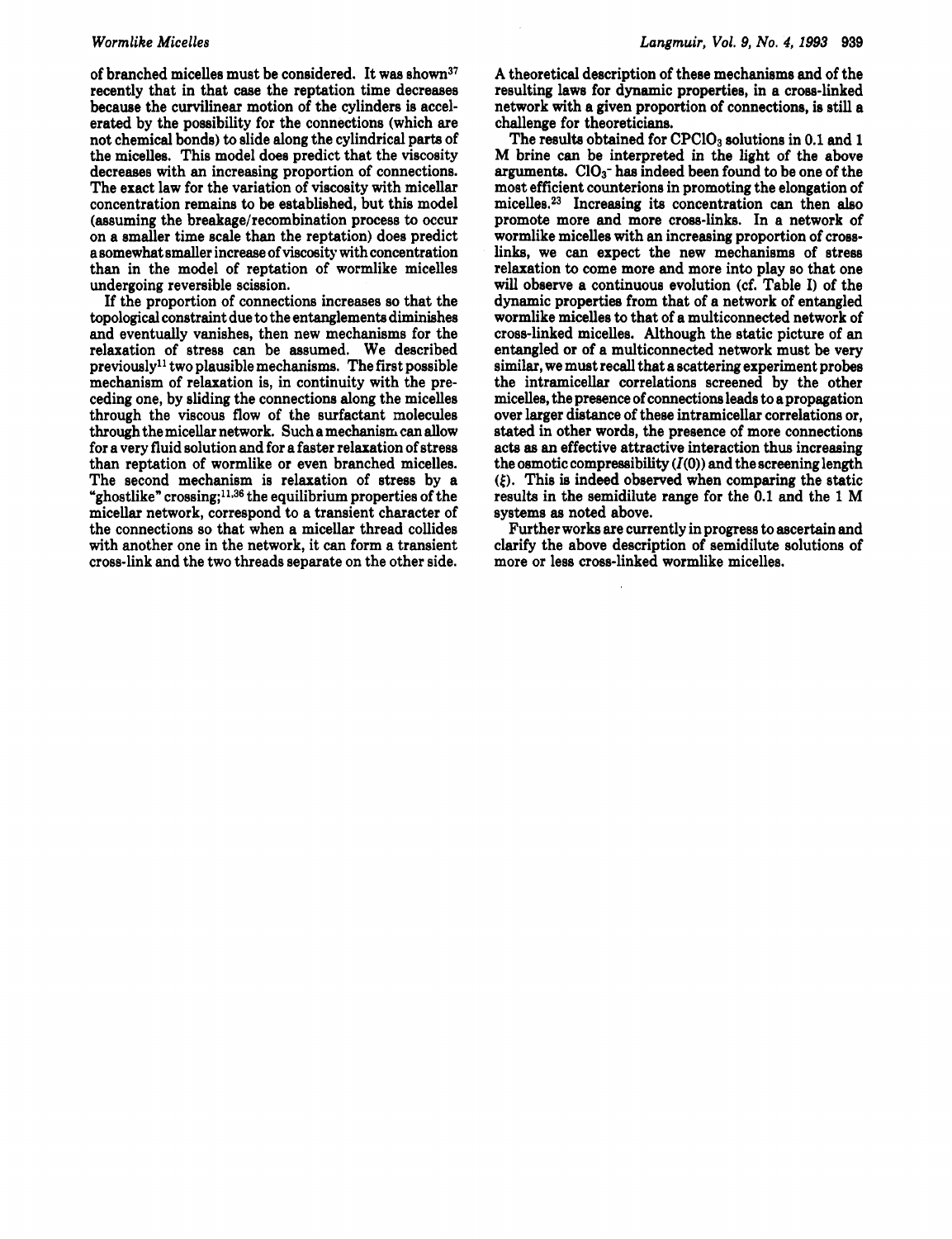of branched micelles must be considered. It was shown[37] recently that in that case the reptation time decreases because the curvilinear motion of the cylinders is accelerated by the possibility for the connections (which are not chemical bonds) to slide along the cylindrical parts of the micelles. This model does predict that the viscosity decreases with an increasing proportion of connections. The exact law for the variation of viscosity with micellar concentration remains to be established, but this model (assuming the breakage/recombination process to occur on a smaller time scale than the reptation) does predict a somewhat smaller increase of viscosity with concentration than in the model of reptation of wormlike micelles undergoing reversible scission.

If the proportion of connections increases so that the topological constraint due to the entanglements diminishes and eventually vanishes, then new mechanisms for the relaxation of stress can be assumed. We described previously[11] two plausible mechanisms. The first possible mechanism of relaxation is, in continuity with the preceding one, by sliding the connections along the micelles through the viscous flow of the surfactant molecules through the micellar network. Such a mechanism can allow for a very fluid solution and for a faster relaxation of stress than reptation of wormlike or even branched micelles. The second mechanism is relaxation of stress by a "ghostlike" crossing;[11,36] the equilibrium properties of the micellar network, correspond to a transient character of the connections so that when a micellar thread collides with another one in the network, it can form a transient cross-link and the two threads separate on the other side. A theoretical description of these mechanisms and of the resulting laws for dynamic properties, in a cross-linked network with a given proportion of connections, is still a challenge for theoreticians.

The results obtained for $CPClO_3$ solutions in 0.1 and 1 M brine can be interpreted in the light of the above arguments. $ClO_3^-$ has indeed been found to be one of the most efficient counterions in promoting the elongation of micelles.[23] Increasing its concentration can then also promote more and more cross-links. In a network of wormlike micelles with an increasing proportion of cross-links, we can expect the new mechanisms of stress relaxation to come more and more into play so that one will observe a continuous evolution (cf. Table I) of the dynamic properties from that of a network of entangled wormlike micelles to that of a multiconnected network of cross-linked micelles. Although the static picture of an entangled or of a multiconnected network must be very similar, we must recall that a scattering experiment probes the intramicellar correlations screened by the other micelles, the presence of connections leads to a propagation over larger distance of these intramicellar correlations or, stated in other words, the presence of more connections acts as an effective attractive interaction thus increasing the osmotic compressibility ($I(0)$) and the screening length ($\xi$). This is indeed observed when comparing the static results in the semidilute range for the 0.1 and the 1 M systems as noted above.

Further works are currently in progress to ascertain and clarify the above description of semidilute solutions of more or less cross-linked wormlike micelles.